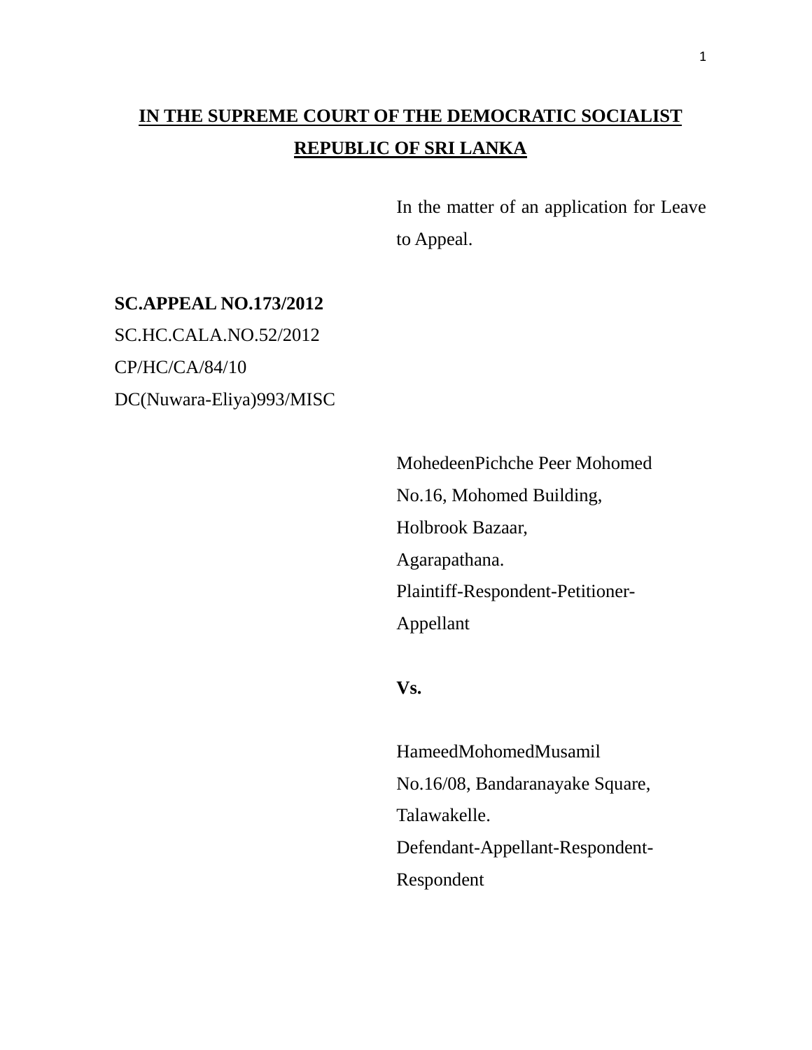**IN THE SUPREME COURT OF THE DEMOCRATIC SOCIALIST REPUBLIC OF SRI LANKA**

In the matter of an application for Leave to Appeal.

**SC.APPEAL NO.173/2012**
SC.HC.CALA.NO.52/2012
CP/HC/CA/84/10
DC(Nuwara-Eliya)993/MISC

MohedeenPichche Peer Mohomed
No.16, Mohomed Building,
Holbrook Bazaar,
Agarapathana.
Plaintiff-Respondent-Petitioner-Appellant

**Vs.**

HameedMohomedMusamil
No.16/08, Bandaranayake Square,
Talawakelle.
Defendant-Appellant-Respondent-Respondent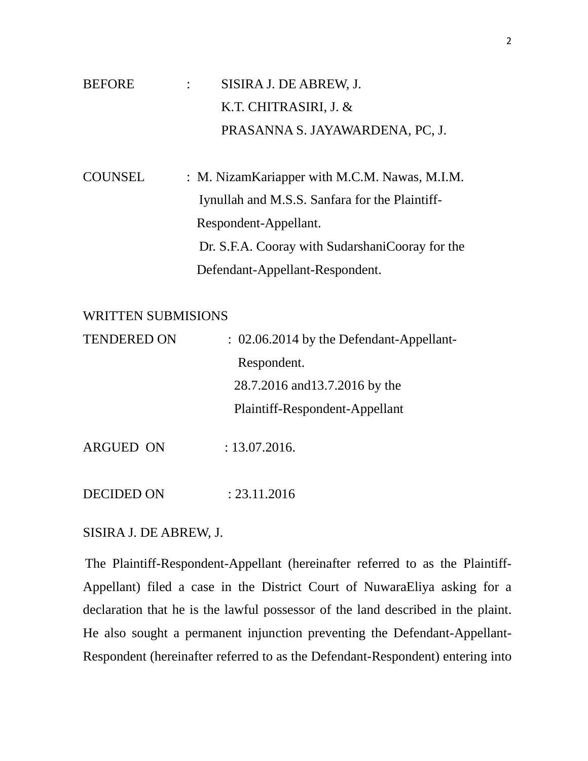BEFORE : SISIRA J. DE ABREW, J.
K.T. CHITRASIRI, J. &
PRASANNA S. JAYAWARDENA, PC, J.

COUNSEL : M. NizamKariapper with M.C.M. Nawas, M.I.M. Iynullah and M.S.S. Sanfara for the Plaintiff-Respondent-Appellant.
Dr. S.F.A. Cooray with SudarshaniCooray for the Defendant-Appellant-Respondent.

WRITTEN SUBMISIONS
TENDERED ON : 02.06.2014 by the Defendant-Appellant-Respondent.
28.7.2016 and13.7.2016 by the Plaintiff-Respondent-Appellant

ARGUED ON : 13.07.2016.

DECIDED ON : 23.11.2016

SISIRA J. DE ABREW, J.

The Plaintiff-Respondent-Appellant (hereinafter referred to as the Plaintiff-Appellant) filed a case in the District Court of NuwaraEliya asking for a declaration that he is the lawful possessor of the land described in the plaint. He also sought a permanent injunction preventing the Defendant-Appellant-Respondent (hereinafter referred to as the Defendant-Respondent) entering into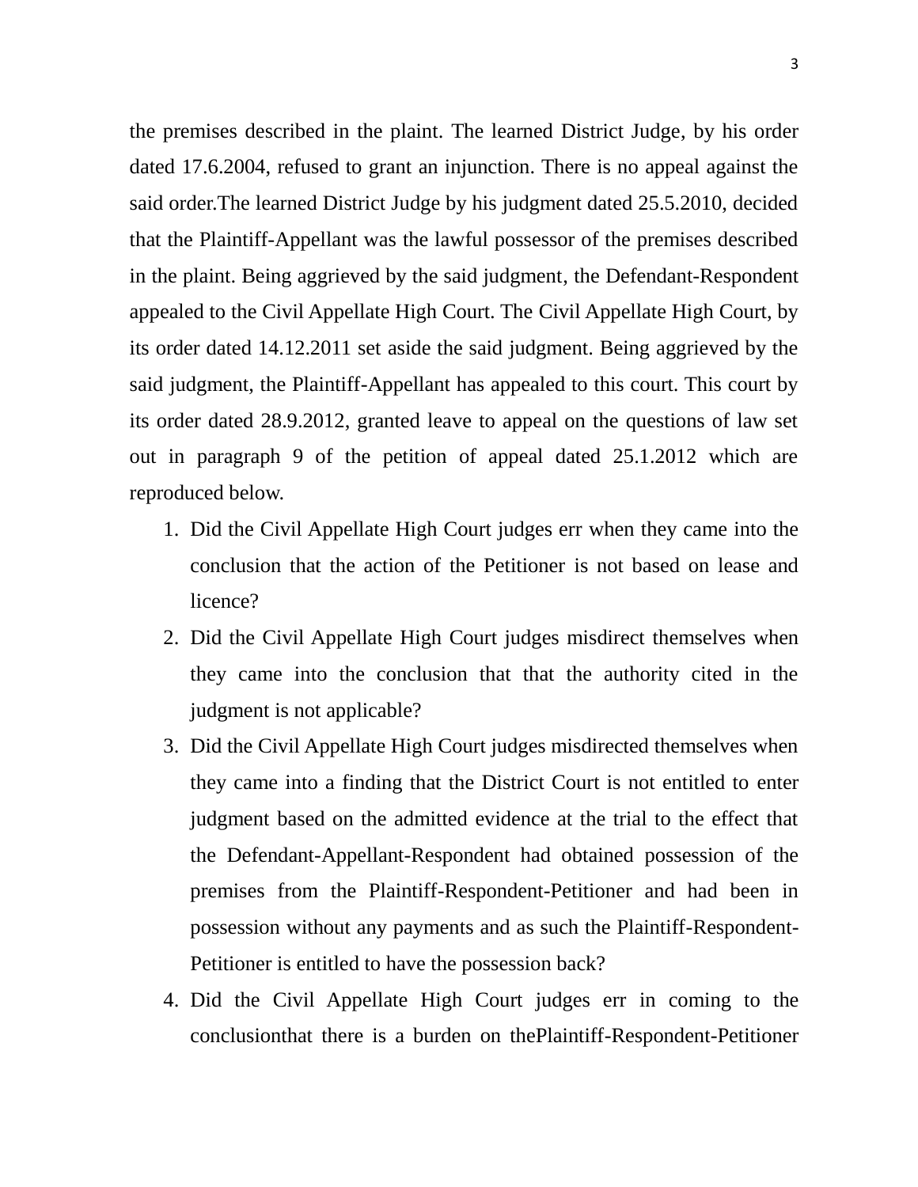the premises described in the plaint. The learned District Judge, by his order dated 17.6.2004, refused to grant an injunction. There is no appeal against the said order.The learned District Judge by his judgment dated 25.5.2010, decided that the Plaintiff-Appellant was the lawful possessor of the premises described in the plaint. Being aggrieved by the said judgment, the Defendant-Respondent appealed to the Civil Appellate High Court. The Civil Appellate High Court, by its order dated 14.12.2011 set aside the said judgment. Being aggrieved by the said judgment, the Plaintiff-Appellant has appealed to this court. This court by its order dated 28.9.2012, granted leave to appeal on the questions of law set out in paragraph 9 of the petition of appeal dated 25.1.2012 which are reproduced below.

1. Did the Civil Appellate High Court judges err when they came into the conclusion that the action of the Petitioner is not based on lease and licence?
2. Did the Civil Appellate High Court judges misdirect themselves when they came into the conclusion that that the authority cited in the judgment is not applicable?
3. Did the Civil Appellate High Court judges misdirected themselves when they came into a finding that the District Court is not entitled to enter judgment based on the admitted evidence at the trial to the effect that the Defendant-Appellant-Respondent had obtained possession of the premises from the Plaintiff-Respondent-Petitioner and had been in possession without any payments and as such the Plaintiff-Respondent-Petitioner is entitled to have the possession back?
4. Did the Civil Appellate High Court judges err in coming to the conclusionthat there is a burden on thePlaintiff-Respondent-Petitioner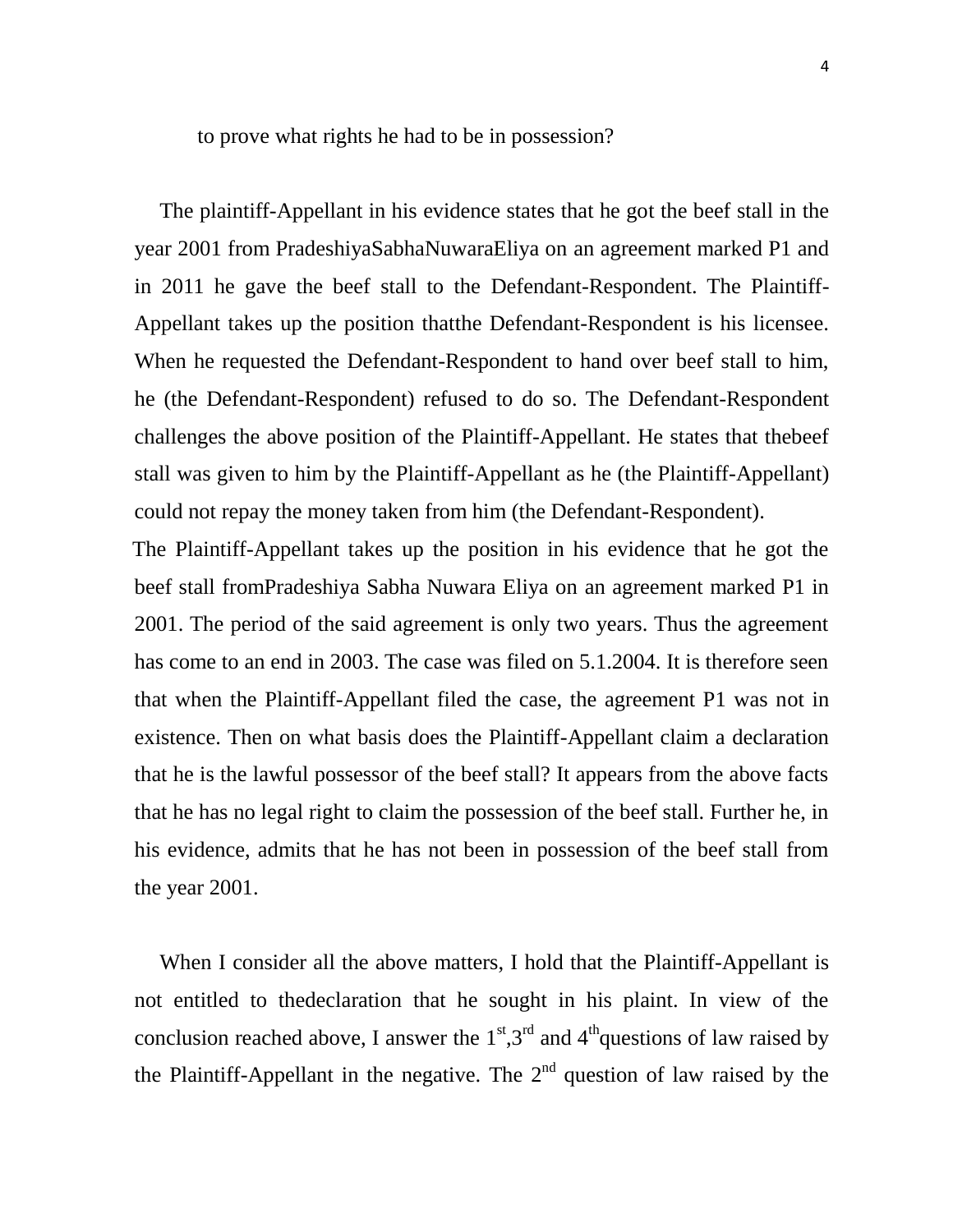to prove what rights he had to be in possession?

The plaintiff-Appellant in his evidence states that he got the beef stall in the year 2001 from PradeshiyaSabhaNuwaraEliya on an agreement marked P1 and in 2011 he gave the beef stall to the Defendant-Respondent. The Plaintiff-Appellant takes up the position thatthe Defendant-Respondent is his licensee. When he requested the Defendant-Respondent to hand over beef stall to him, he (the Defendant-Respondent) refused to do so. The Defendant-Respondent challenges the above position of the Plaintiff-Appellant. He states that thebeef stall was given to him by the Plaintiff-Appellant as he (the Plaintiff-Appellant) could not repay the money taken from him (the Defendant-Respondent).

The Plaintiff-Appellant takes up the position in his evidence that he got the beef stall fromPradeshiya Sabha Nuwara Eliya on an agreement marked P1 in 2001. The period of the said agreement is only two years. Thus the agreement has come to an end in 2003. The case was filed on 5.1.2004. It is therefore seen that when the Plaintiff-Appellant filed the case, the agreement P1 was not in existence. Then on what basis does the Plaintiff-Appellant claim a declaration that he is the lawful possessor of the beef stall? It appears from the above facts that he has no legal right to claim the possession of the beef stall. Further he, in his evidence, admits that he has not been in possession of the beef stall from the year 2001.

When I consider all the above matters, I hold that the Plaintiff-Appellant is not entitled to thedeclaration that he sought in his plaint. In view of the conclusion reached above, I answer the 1st,3rd and 4thquestions of law raised by the Plaintiff-Appellant in the negative. The 2nd question of law raised by the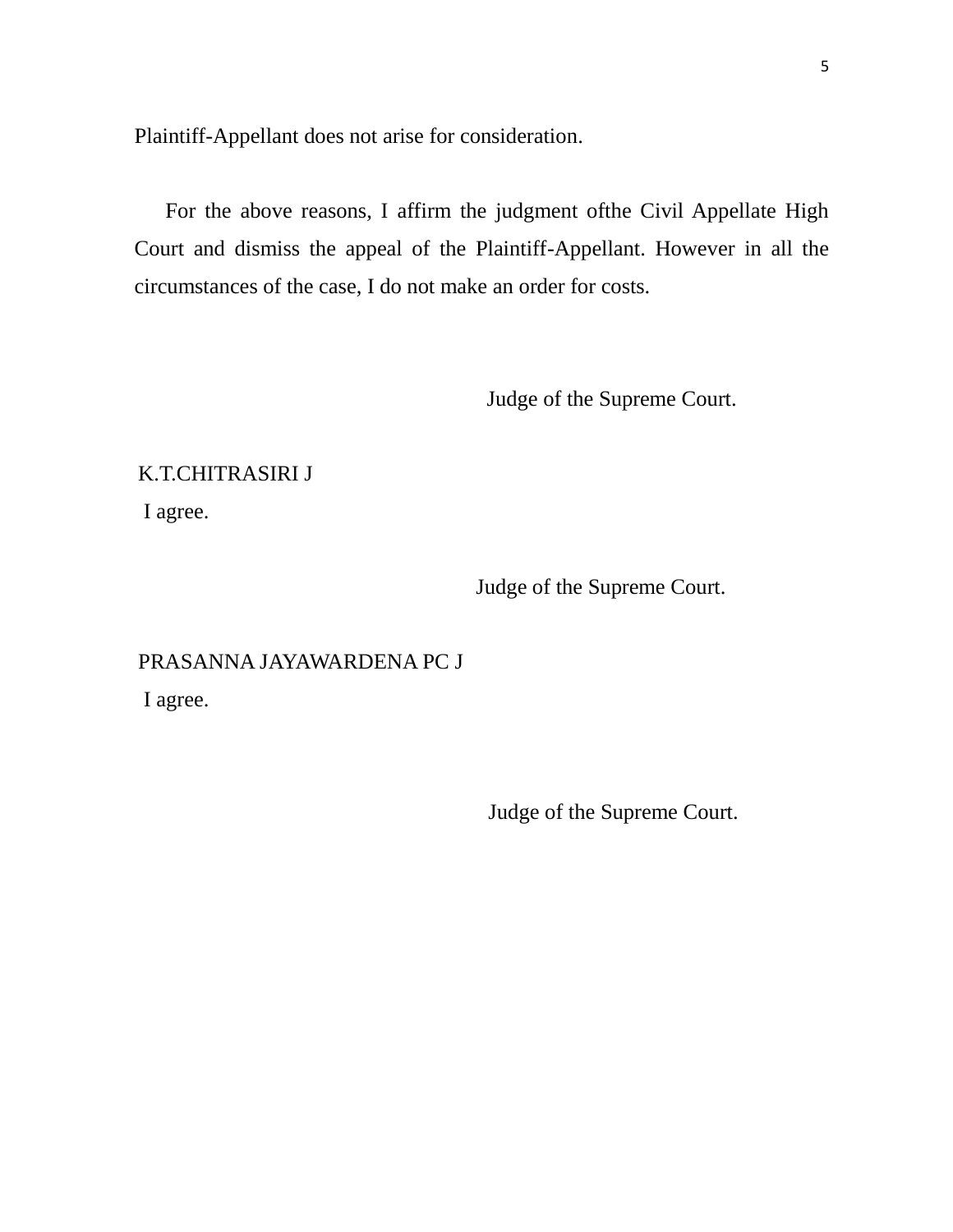Plaintiff-Appellant does not arise for consideration.

For the above reasons, I affirm the judgment ofthe Civil Appellate High Court and dismiss the appeal of the Plaintiff-Appellant. However in all the circumstances of the case, I do not make an order for costs.

Judge of the Supreme Court.

K.T.CHITRASIRI J

I agree.

Judge of the Supreme Court.

PRASANNA JAYAWARDENA PC J

I agree.

Judge of the Supreme Court.